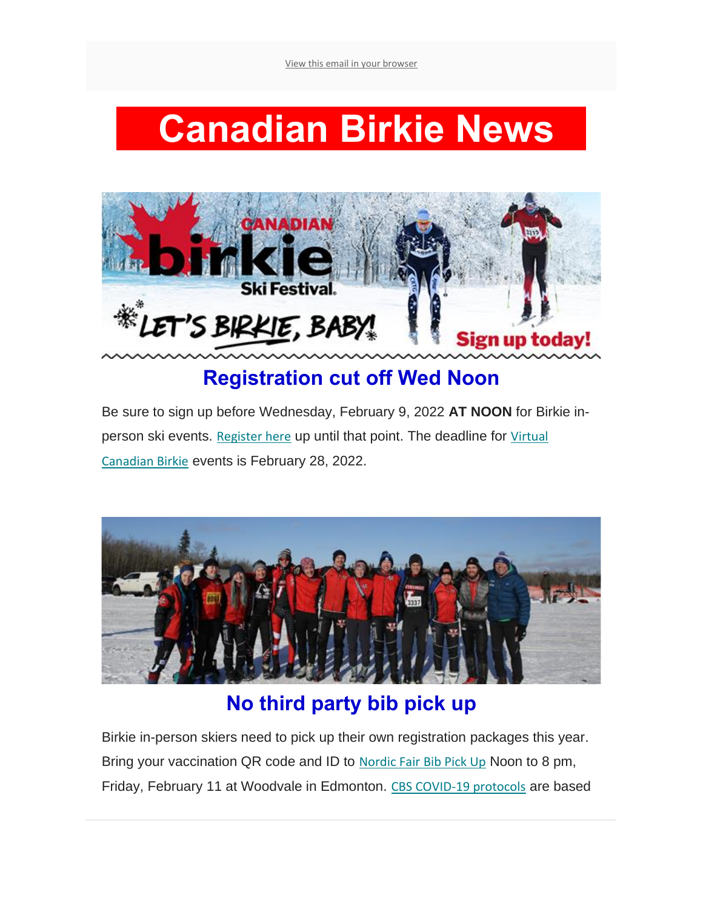View this email in your browser

# Canadian Birkie News

## Registration cut off Wed Noon

Be sure to sign up before Wednesday, February 9, 2022 **AT NOON** for Birkie in-person ski events. Register here up until that point. The deadline for Virtual Canadian Birkie events is February 28, 2022.

## No third party bib pick up

Birkie in-person skiers need to pick up their own registration packages this year. Bring your vaccination QR code and ID to Nordic Fair Bib Pick Up Noon to 8 pm, Friday, February 11 at Woodvale in Edmonton. CBS COVID-19 protocols are based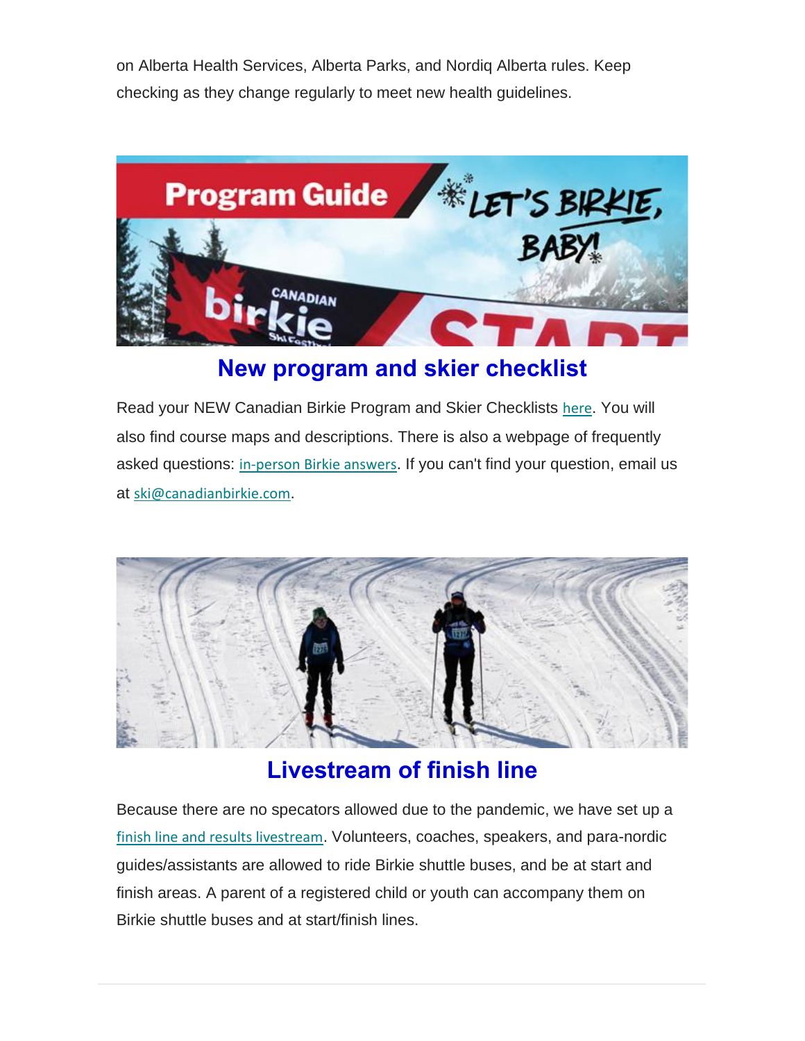on Alberta Health Services, Alberta Parks, and Nordiq Alberta rules. Keep checking as they change regularly to meet new health guidelines.

## New program and skier checklist

Read your NEW Canadian Birkie Program and Skier Checklists here. You will also find course maps and descriptions. There is also a webpage of frequently asked questions: in-person Birkie answers. If you can't find your question, email us at ski@canadianbirkie.com.

## Livestream of finish line

Because there are no specators allowed due to the pandemic, we have set up a finish line and results livestream. Volunteers, coaches, speakers, and para-nordic guides/assistants are allowed to ride Birkie shuttle buses, and be at start and finish areas. A parent of a registered child or youth can accompany them on Birkie shuttle buses and at start/finish lines.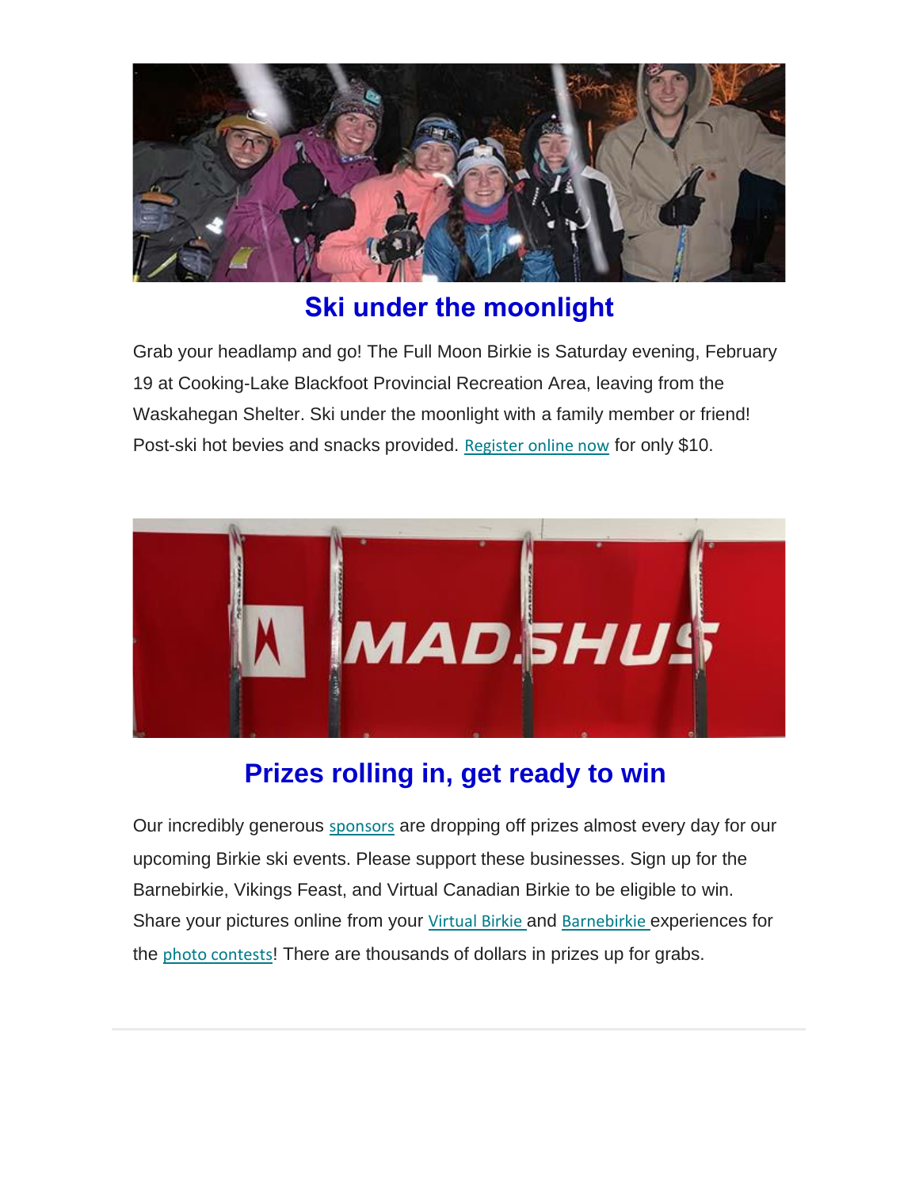## Ski under the moonlight

Grab your headlamp and go! The Full Moon Birkie is Saturday evening, February 19 at Cooking-Lake Blackfoot Provincial Recreation Area, leaving from the Waskahegan Shelter. Ski under the moonlight with a family member or friend! Post-ski hot bevies and snacks provided. Register online now for only $10.

## Prizes rolling in, get ready to win

Our incredibly generous sponsors are dropping off prizes almost every day for our upcoming Birkie ski events. Please support these businesses. Sign up for the Barnebirkie, Vikings Feast, and Virtual Canadian Birkie to be eligible to win. Share your pictures online from your Virtual Birkie and Barnebirkie experiences for the photo contests! There are thousands of dollars in prizes up for grabs.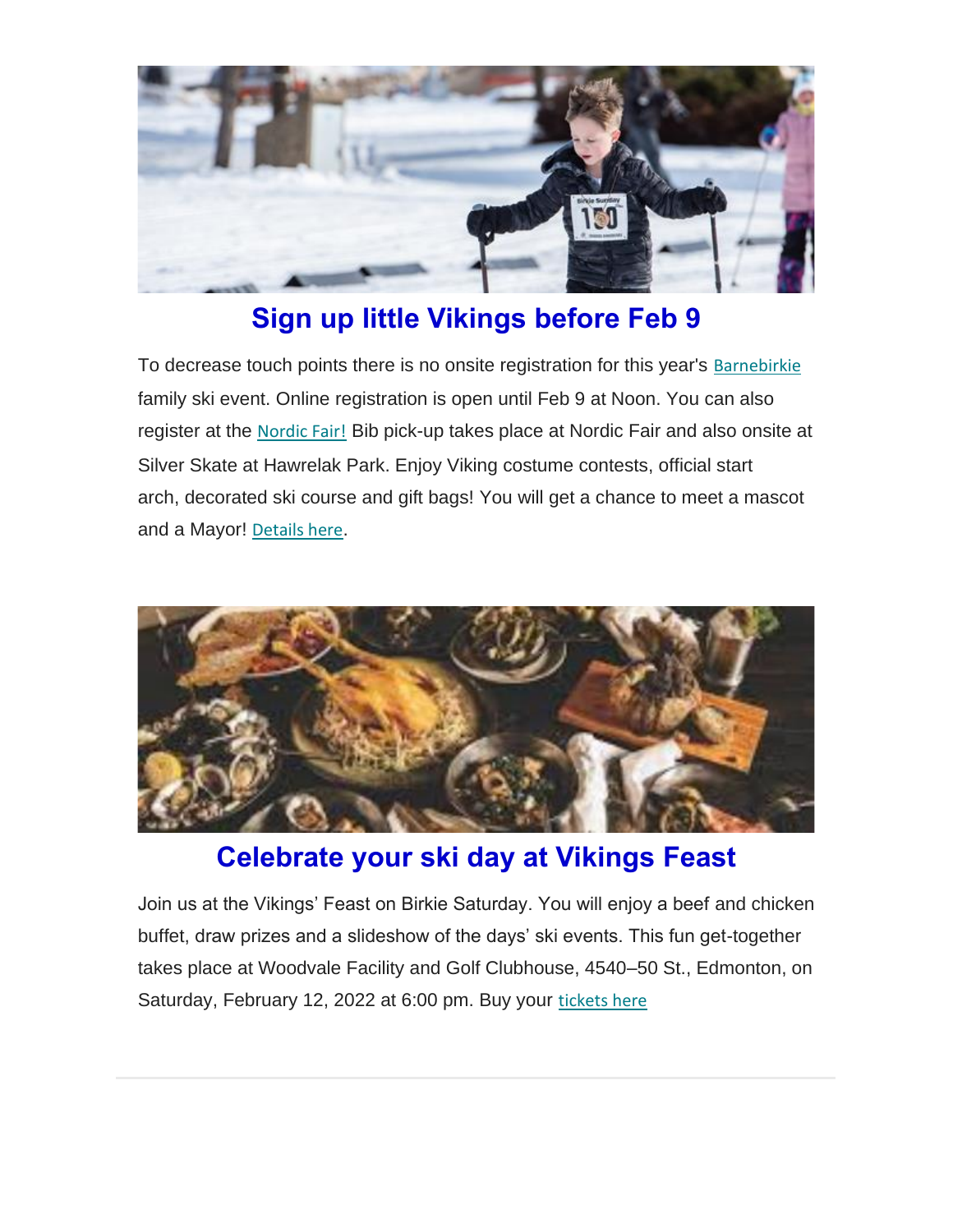## Sign up little Vikings before Feb 9

To decrease touch points there is no onsite registration for this year's Barnebirkie family ski event. Online registration is open until Feb 9 at Noon. You can also register at the Nordic Fair! Bib pick-up takes place at Nordic Fair and also onsite at Silver Skate at Hawrelak Park. Enjoy Viking costume contests, official start arch, decorated ski course and gift bags! You will get a chance to meet a mascot and a Mayor! Details here.

## Celebrate your ski day at Vikings Feast

Join us at the Vikings' Feast on Birkie Saturday. You will enjoy a beef and chicken buffet, draw prizes and a slideshow of the days' ski events. This fun get-together takes place at Woodvale Facility and Golf Clubhouse, 4540–50 St., Edmonton, on Saturday, February 12, 2022 at 6:00 pm. Buy your tickets here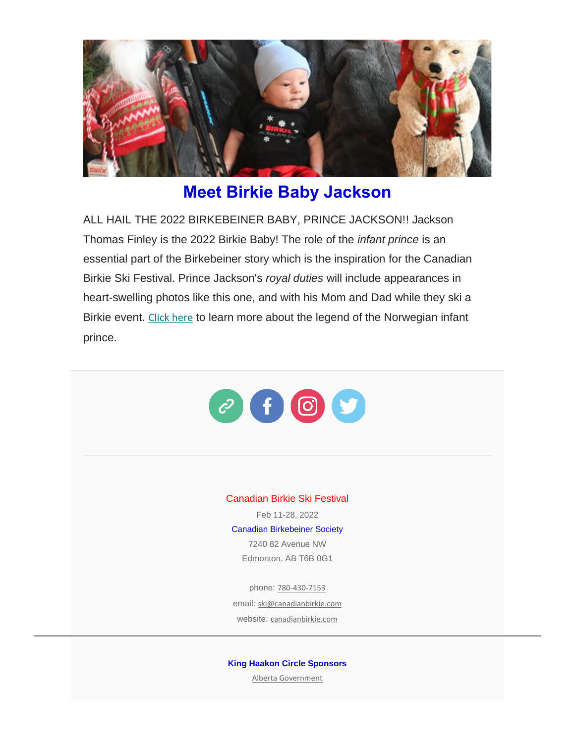## Meet Birkie Baby Jackson

ALL HAIL THE 2022 BIRKEBEINER BABY, PRINCE JACKSON!! Jackson Thomas Finley is the 2022 Birkie Baby! The role of the *infant prince* is an essential part of the Birkebeiner story which is the inspiration for the Canadian Birkie Ski Festival. Prince Jackson's *royal duties* will include appearances in heart-swelling photos like this one, and with his Mom and Dad while they ski a Birkie event. Click here to learn more about the legend of the Norwegian infant prince.

Canadian Birkie Ski Festival

Feb 11-28, 2022

Canadian Birkebeiner Society

7240 82 Avenue NW

Edmonton, AB T6B 0G1

phone: 780-430-7153

email: ski@canadianbirkie.com

website: canadianbirkie.com

**King Haakon Circle Sponsors**

Alberta Government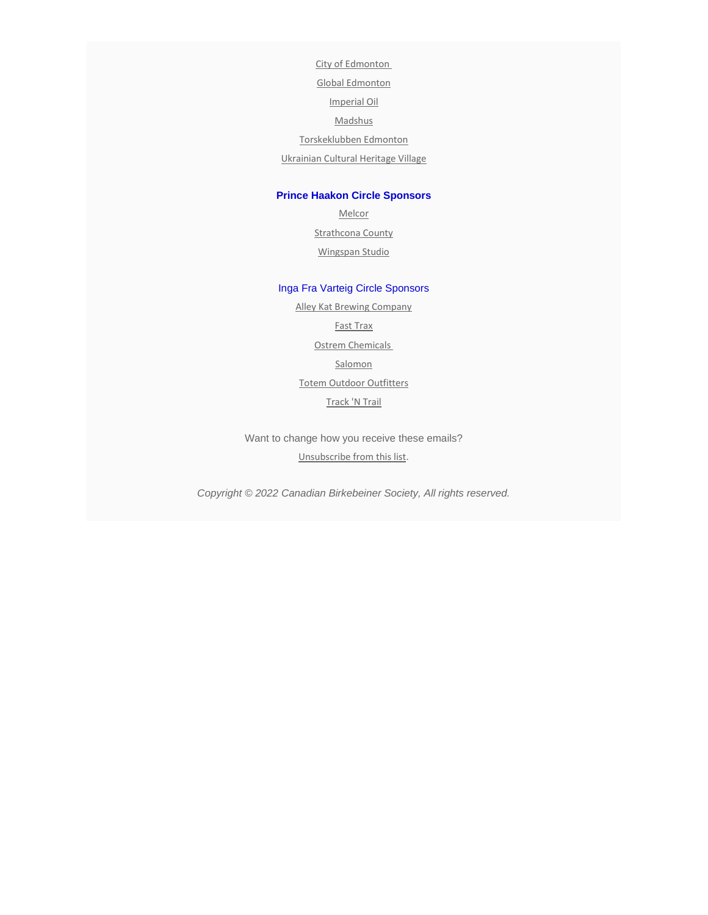City of Edmonton

Global Edmonton

Imperial Oil

Madshus

Torskeklubben Edmonton

Ukrainian Cultural Heritage Village

**Prince Haakon Circle Sponsors**

Melcor

Strathcona County

Wingspan Studio

Inga Fra Varteig Circle Sponsors

Alley Kat Brewing Company

Fast Trax

Ostrem Chemicals

Salomon

Totem Outdoor Outfitters

Track 'N Trail

Want to change how you receive these emails?

Unsubscribe from this list.

*Copyright © 2022 Canadian Birkebeiner Society, All rights reserved.*